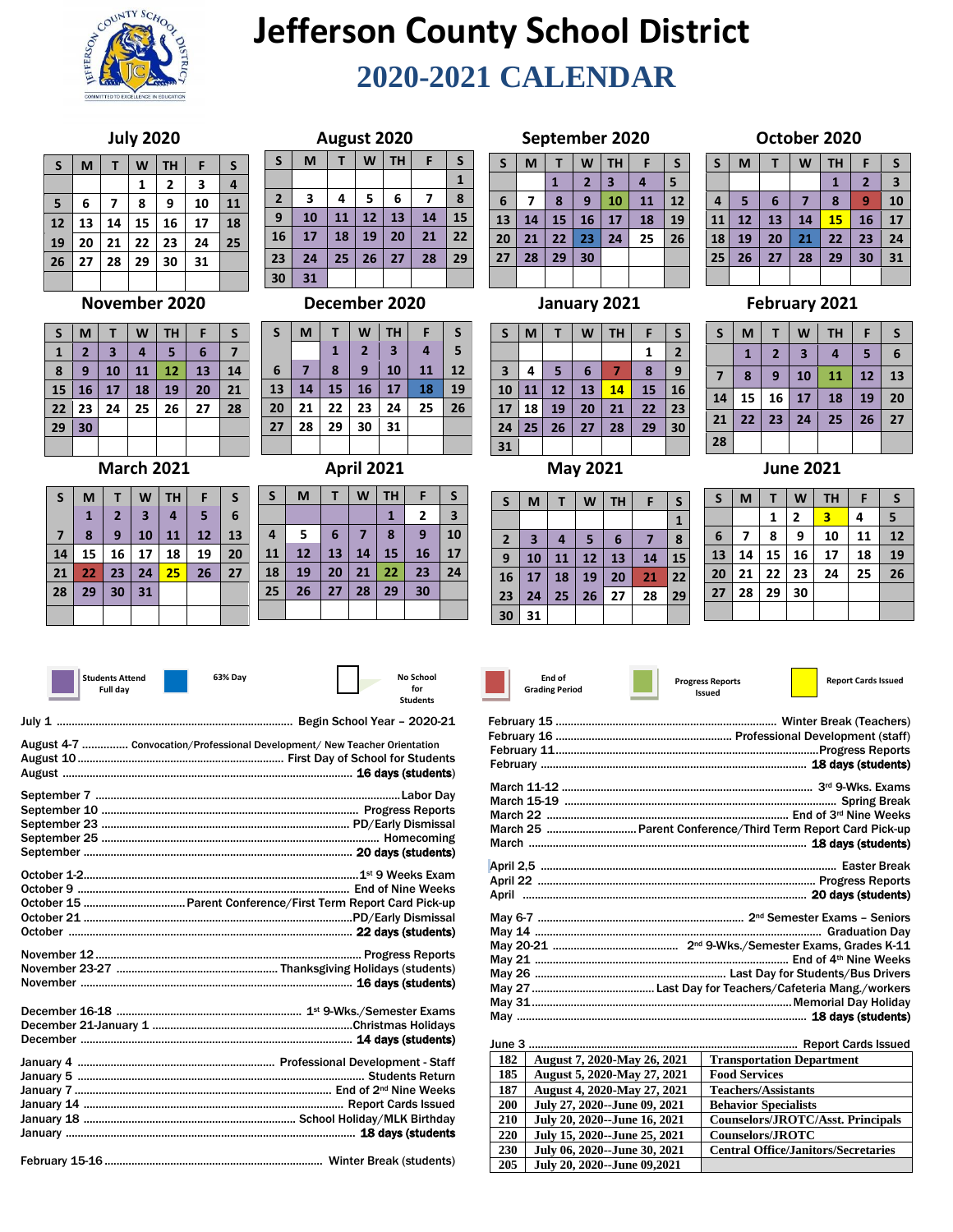# Jefferson County School District

## 2020-2021 CALENDAR

### July 2020

| S | M | T | W | TH | F | S |
|---|---|---|---|---|---|---|
| | | | 1 | 2 | 3 | 4 |
| 5 | 6 | 7 | 8 | 9 | 10 | 11 |
| 12 | 13 | 14 | 15 | 16 | 17 | 18 |
| 19 | 20 | 21 | 22 | 23 | 24 | 25 |
| 26 | 27 | 28 | 29 | 30 | 31 | |

### August 2020

| S | M | T | W | TH | F | S |
|---|---|---|---|---|---|---|
| | | | | | | 1 |
| 2 | 3 | 4 | 5 | 6 | 7 | 8 |
| 9 | 10 | 11 | 12 | 13 | 14 | 15 |
| 16 | 17 | 18 | 19 | 20 | 21 | 22 |
| 23 | 24 | 25 | 26 | 27 | 28 | 29 |
| 30 | 31 | | | | | |

### September 2020

| S | M | T | W | TH | F | S |
|---|---|---|---|---|---|---|
| | | 1 | 2 | 3 | 4 | 5 |
| 6 | 7 | 8 | 9 | 10 | 11 | 12 |
| 13 | 14 | 15 | 16 | 17 | 18 | 19 |
| 20 | 21 | 22 | 23 | 24 | 25 | 26 |
| 27 | 28 | 29 | 30 | | | |

### October 2020

| S | M | T | W | TH | F | S |
|---|---|---|---|---|---|---|
| | | | | 1 | 2 | 3 |
| 4 | 5 | 6 | 7 | 8 | 9 | 10 |
| 11 | 12 | 13 | 14 | 15 | 16 | 17 |
| 18 | 19 | 20 | 21 | 22 | 23 | 24 |
| 25 | 26 | 27 | 28 | 29 | 30 | 31 |

### November 2020

| S | M | T | W | TH | F | S |
|---|---|---|---|---|---|---|
| 1 | 2 | 3 | 4 | 5 | 6 | 7 |
| 8 | 9 | 10 | 11 | 12 | 13 | 14 |
| 15 | 16 | 17 | 18 | 19 | 20 | 21 |
| 22 | 23 | 24 | 25 | 26 | 27 | 28 |
| 29 | 30 | | | | | |

### December 2020

| S | M | T | W | TH | F | S |
|---|---|---|---|---|---|---|
| | | 1 | 2 | 3 | 4 | 5 |
| 6 | 7 | 8 | 9 | 10 | 11 | 12 |
| 13 | 14 | 15 | 16 | 17 | 18 | 19 |
| 20 | 21 | 22 | 23 | 24 | 25 | 26 |
| 27 | 28 | 29 | 30 | 31 | | |

### January 2021

| S | M | T | W | TH | F | S |
|---|---|---|---|---|---|---|
| | | | | | 1 | 2 |
| 3 | 4 | 5 | 6 | 7 | 8 | 9 |
| 10 | 11 | 12 | 13 | 14 | 15 | 16 |
| 17 | 18 | 19 | 20 | 21 | 22 | 23 |
| 24 | 25 | 26 | 27 | 28 | 29 | 30 |
| 31 | | | | | | |

### February 2021

| S | M | T | W | TH | F | S |
|---|---|---|---|---|---|---|
| | 1 | 2 | 3 | 4 | 5 | 6 |
| 7 | 8 | 9 | 10 | 11 | 12 | 13 |
| 14 | 15 | 16 | 17 | 18 | 19 | 20 |
| 21 | 22 | 23 | 24 | 25 | 26 | 27 |
| 28 | | | | | | |

### March 2021

| S | M | T | W | TH | F | S |
|---|---|---|---|---|---|---|
| | 1 | 2 | 3 | 4 | 5 | 6 |
| 7 | 8 | 9 | 10 | 11 | 12 | 13 |
| 14 | 15 | 16 | 17 | 18 | 19 | 20 |
| 21 | 22 | 23 | 24 | 25 | 26 | 27 |
| 28 | 29 | 30 | 31 | | | |

### April 2021

| S | M | T | W | TH | F | S |
|---|---|---|---|---|---|---|
| | | | | 1 | 2 | 3 |
| 4 | 5 | 6 | 7 | 8 | 9 | 10 |
| 11 | 12 | 13 | 14 | 15 | 16 | 17 |
| 18 | 19 | 20 | 21 | 22 | 23 | 24 |
| 25 | 26 | 27 | 28 | 29 | 30 | |

### May 2021

| S | M | T | W | TH | F | S |
|---|---|---|---|---|---|---|
| | | | | | | 1 |
| 2 | 3 | 4 | 5 | 6 | 7 | 8 |
| 9 | 10 | 11 | 12 | 13 | 14 | 15 |
| 16 | 17 | 18 | 19 | 20 | 21 | 22 |
| 23 | 24 | 25 | 26 | 27 | 28 | 29 |
| 30 | 31 | | | | | |

### June 2021

| S | M | T | W | TH | F | S |
|---|---|---|---|---|---|---|
| | | 1 | 2 | 3 | 4 | 5 |
| 6 | 7 | 8 | 9 | 10 | 11 | 12 |
| 13 | 14 | 15 | 16 | 17 | 18 | 19 |
| 20 | 21 | 22 | 23 | 24 | 25 | 26 |
| 27 | 28 | 29 | 30 | | | |

**Legend:** Students Attend Full day | 63% Day | No School for Students | End of Grading Period | Progress Reports Issued | Report Cards Issued

July 1 .......... Begin School Year – 2020-21

August 4-7 .......... Convocation/Professional Development/ New Teacher Orientation
August 10 .......... First Day of School for Students
August .......... **16 days (students)**

September 7 .......... Labor Day
September 10 .......... Progress Reports
September 23 .......... PD/Early Dismissal
September 25 .......... Homecoming
September .......... **20 days (students)**

October 1-2 .......... 1st 9 Weeks Exam
October 9 .......... End of Nine Weeks
October 15 .......... Parent Conference/First Term Report Card Pick-up
October 21 .......... PD/Early Dismissal
October .......... **22 days (students)**

November 12 .......... Progress Reports
November 23-27 .......... Thanksgiving Holidays (students)
November .......... **16 days (students)**

December 16-18 .......... 1st 9-Wks./Semester Exams
December 21-January 1 .......... Christmas Holidays
December .......... **14 days (students)**

January 4 .......... Professional Development - Staff
January 5 .......... Students Return
January 7 .......... End of 2nd Nine Weeks
January 14 .......... Report Cards Issued
January 18 .......... School Holiday/MLK Birthday
January .......... **18 days (students**

February 15-16 .......... Winter Break (students)

February 15 .......... Winter Break (Teachers)
February 16 .......... Professional Development (staff)
February 11 .......... Progress Reports
February .......... **18 days (students)**

March 11-12 .......... 3rd 9-Wks. Exams
March 15-19 .......... Spring Break
March 22 .......... End of 3rd Nine Weeks
March 25 .......... Parent Conference/Third Term Report Card Pick-up
March .......... **18 days (students)**

April 2,5 .......... Easter Break
April 22 .......... Progress Reports
April .......... **20 days (students)**

May 6-7 .......... 2nd Semester Exams – Seniors
May 14 .......... Graduation Day
May 20-21 .......... 2nd 9-Wks./Semester Exams, Grades K-11
May 21 .......... End of 4th Nine Weeks
May 26 .......... Last Day for Students/Bus Drivers
May 27 .......... Last Day for Teachers/Cafeteria Mang./workers
May 31 .......... Memorial Day Holiday
May .......... **18 days (students)**

June 3 .......... Report Cards Issued

| 182 | August 7, 2020-May 26, 2021 | Transportation Department |
|---|---|---|
| 185 | August 5, 2020-May 27, 2021 | Food Services |
| 187 | August 4, 2020-May 27, 2021 | Teachers/Assistants |
| 200 | July 27, 2020--June 09, 2021 | Behavior Specialists |
| 210 | July 20, 2020--June 16, 2021 | Counselors/JROTC/Asst. Principals |
| 220 | July 15, 2020--June 25, 2021 | Counselors/JROTC |
| 230 | July 06, 2020--June 30, 2021 | Central Office/Janitors/Secretaries |
| 205 | July 20, 2020--June 09,2021 | |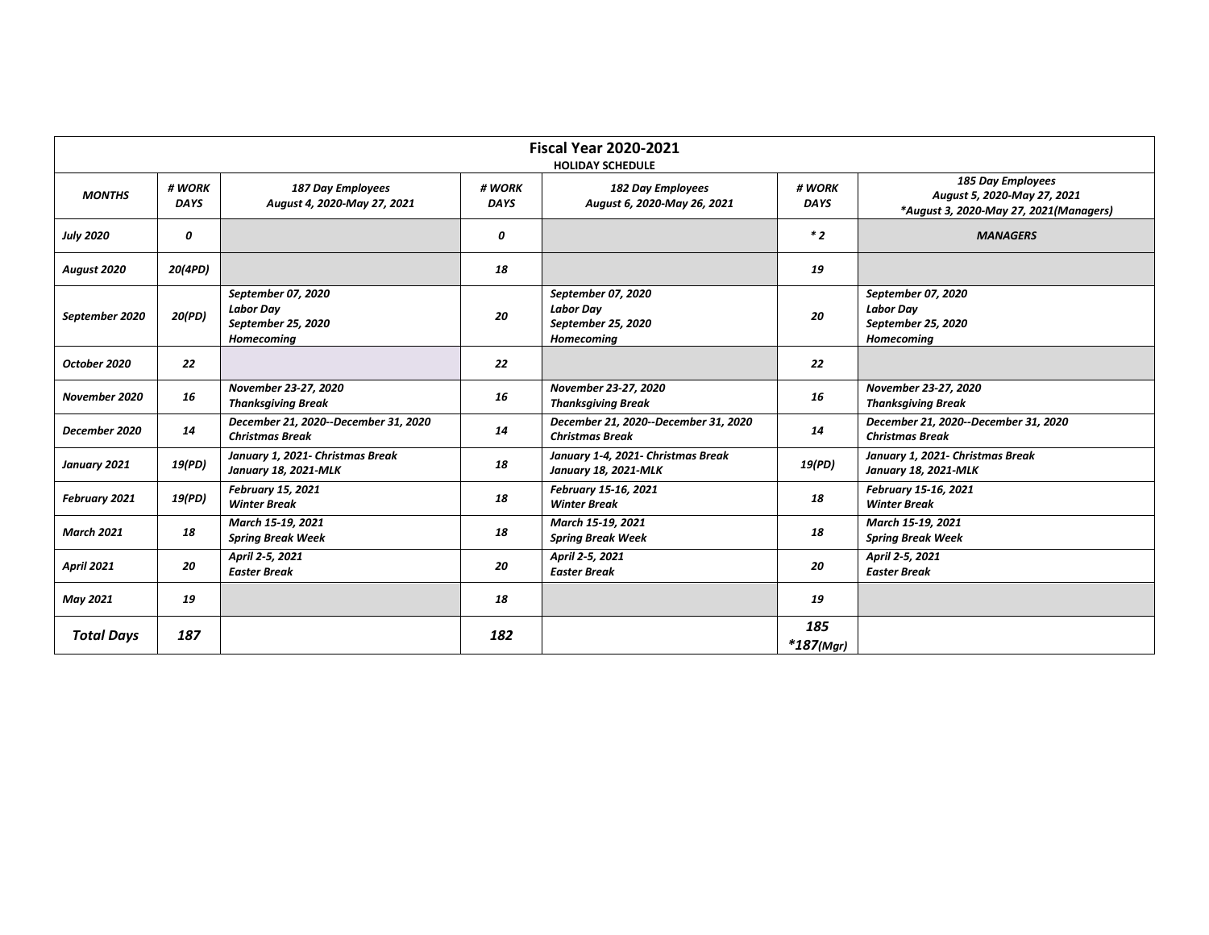| Fiscal Year 2020-2021 HOLIDAY SCHEDULE | | | | | | |
|---|---|---|---|---|---|---|
| ***MONTHS*** | ***# WORK DAYS*** | ***187 Day Employees August 4, 2020-May 27, 2021*** | ***# WORK DAYS*** | ***182 Day Employees August 6, 2020-May 26, 2021*** | ***# WORK DAYS*** | ***185 Day Employees August 5, 2020-May 27, 2021 *August 3, 2020-May 27, 2021(Managers)*** |
| ***July 2020*** | ***0*** | | ***0*** | | ***\* 2*** | ***MANAGERS*** |
| ***August 2020*** | ***20(4PD)*** | | ***18*** | | ***19*** | |
| ***September 2020*** | ***20(PD)*** | ***September 07, 2020 Labor Day September 25, 2020 Homecoming*** | ***20*** | ***September 07, 2020 Labor Day September 25, 2020 Homecoming*** | ***20*** | ***September 07, 2020 Labor Day September 25, 2020 Homecoming*** |
| ***October 2020*** | ***22*** | | ***22*** | | ***22*** | |
| ***November 2020*** | ***16*** | ***November 23-27, 2020 Thanksgiving Break*** | ***16*** | ***November 23-27, 2020 Thanksgiving Break*** | ***16*** | ***November 23-27, 2020 Thanksgiving Break*** |
| ***December 2020*** | ***14*** | ***December 21, 2020--December 31, 2020 Christmas Break*** | ***14*** | ***December 21, 2020--December 31, 2020 Christmas Break*** | ***14*** | ***December 21, 2020--December 31, 2020 Christmas Break*** |
| ***January 2021*** | ***19(PD)*** | ***January 1, 2021- Christmas Break January 18, 2021-MLK*** | ***18*** | ***January 1-4, 2021- Christmas Break January 18, 2021-MLK*** | ***19(PD)*** | ***January 1, 2021- Christmas Break January 18, 2021-MLK*** |
| ***February 2021*** | ***19(PD)*** | ***February 15, 2021 Winter Break*** | ***18*** | ***February 15-16, 2021 Winter Break*** | ***18*** | ***February 15-16, 2021 Winter Break*** |
| ***March 2021*** | ***18*** | ***March 15-19, 2021 Spring Break Week*** | ***18*** | ***March 15-19, 2021 Spring Break Week*** | ***18*** | ***March 15-19, 2021 Spring Break Week*** |
| ***April 2021*** | ***20*** | ***April 2-5, 2021 Easter Break*** | ***20*** | ***April 2-5, 2021 Easter Break*** | ***20*** | ***April 2-5, 2021 Easter Break*** |
| ***May 2021*** | ***19*** | | ***18*** | | ***19*** | |
| ***Total Days*** | ***187*** | | ***182*** | | ***185 \*187(Mgr)*** | |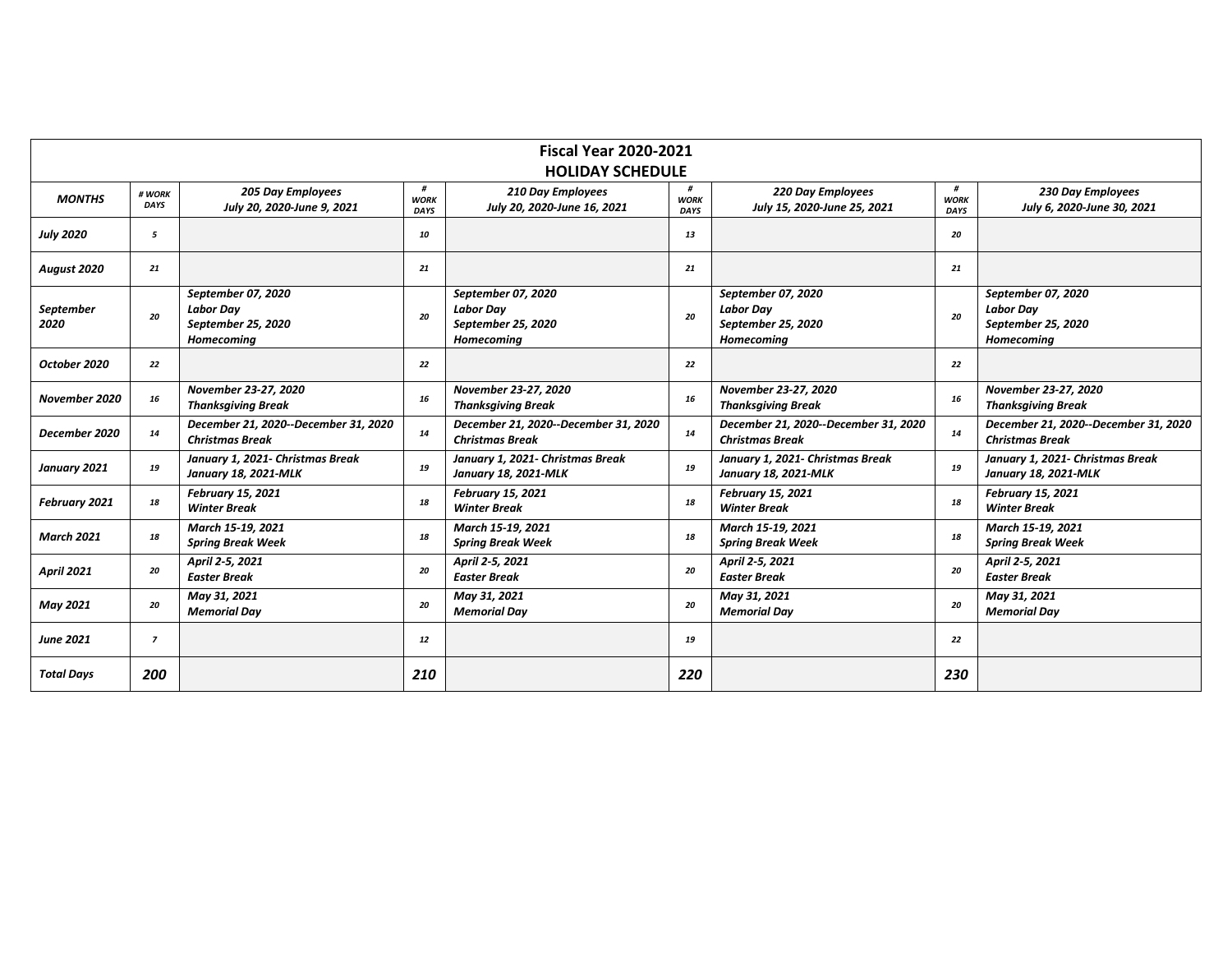**Fiscal Year 2020-2021**
**HOLIDAY SCHEDULE**

| *MONTHS* | *# WORK DAYS* | *205 Day Employees July 20, 2020-June 9, 2021* | *# WORK DAYS* | *210 Day Employees July 20, 2020-June 16, 2021* | *# WORK DAYS* | *220 Day Employees July 15, 2020-June 25, 2021* | *# WORK DAYS* | *230 Day Employees July 6, 2020-June 30, 2021* |
|---|---|---|---|---|---|---|---|---|
| *July 2020* | *5* | | *10* | | *13* | | *20* | |
| *August 2020* | *21* | | *21* | | *21* | | *21* | |
| *September 2020* | *20* | *September 07, 2020 Labor Day September 25, 2020 Homecoming* | *20* | *September 07, 2020 Labor Day September 25, 2020 Homecoming* | *20* | *September 07, 2020 Labor Day September 25, 2020 Homecoming* | *20* | *September 07, 2020 Labor Day September 25, 2020 Homecoming* |
| *October 2020* | *22* | | *22* | | *22* | | *22* | |
| *November 2020* | *16* | *November 23-27, 2020 Thanksgiving Break* | *16* | *November 23-27, 2020 Thanksgiving Break* | *16* | *November 23-27, 2020 Thanksgiving Break* | *16* | *November 23-27, 2020 Thanksgiving Break* |
| *December 2020* | *14* | *December 21, 2020--December 31, 2020 Christmas Break* | *14* | *December 21, 2020--December 31, 2020 Christmas Break* | *14* | *December 21, 2020--December 31, 2020 Christmas Break* | *14* | *December 21, 2020--December 31, 2020 Christmas Break* |
| *January 2021* | *19* | *January 1, 2021- Christmas Break January 18, 2021-MLK* | *19* | *January 1, 2021- Christmas Break January 18, 2021-MLK* | *19* | *January 1, 2021- Christmas Break January 18, 2021-MLK* | *19* | *January 1, 2021- Christmas Break January 18, 2021-MLK* |
| *February 2021* | *18* | *February 15, 2021 Winter Break* | *18* | *February 15, 2021 Winter Break* | *18* | *February 15, 2021 Winter Break* | *18* | *February 15, 2021 Winter Break* |
| *March 2021* | *18* | *March 15-19, 2021 Spring Break Week* | *18* | *March 15-19, 2021 Spring Break Week* | *18* | *March 15-19, 2021 Spring Break Week* | *18* | *March 15-19, 2021 Spring Break Week* |
| *April 2021* | *20* | *April 2-5, 2021 Easter Break* | *20* | *April 2-5, 2021 Easter Break* | *20* | *April 2-5, 2021 Easter Break* | *20* | *April 2-5, 2021 Easter Break* |
| *May 2021* | *20* | *May 31, 2021 Memorial Day* | *20* | *May 31, 2021 Memorial Day* | *20* | *May 31, 2021 Memorial Day* | *20* | *May 31, 2021 Memorial Day* |
| *June 2021* | *7* | | *12* | | *19* | | *22* | |
| *Total Days* | *200* | | *210* | | *220* | | *230* | |